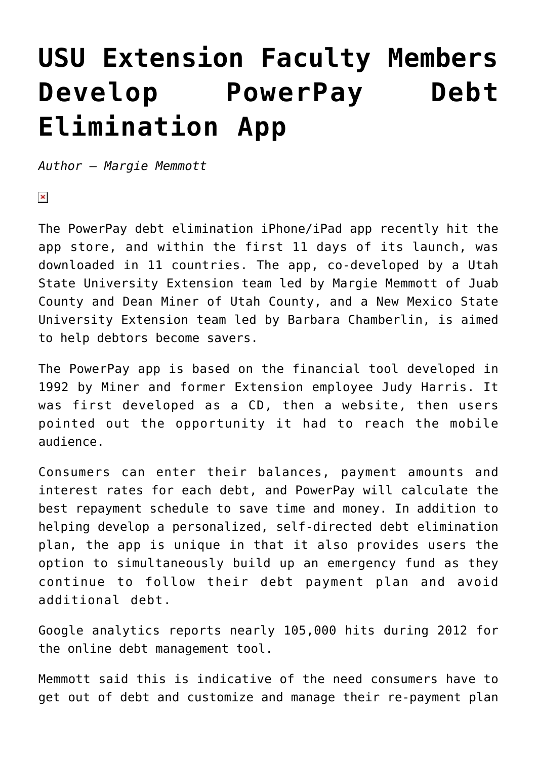# USU Extension Faculty Members Develop PowerPay Debt Elimination App

*Author – Margie Memmott*

The PowerPay debt elimination iPhone/iPad app recently hit the app store, and within the first 11 days of its launch, was downloaded in 11 countries. The app, co-developed by a Utah State University Extension team led by Margie Memmott of Juab County and Dean Miner of Utah County, and a New Mexico State University Extension team led by Barbara Chamberlin, is aimed to help debtors become savers.

The PowerPay app is based on the financial tool developed in 1992 by Miner and former Extension employee Judy Harris. It was first developed as a CD, then a website, then users pointed out the opportunity it had to reach the mobile audience.

Consumers can enter their balances, payment amounts and interest rates for each debt, and PowerPay will calculate the best repayment schedule to save time and money. In addition to helping develop a personalized, self-directed debt elimination plan, the app is unique in that it also provides users the option to simultaneously build up an emergency fund as they continue to follow their debt payment plan and avoid additional debt.

Google analytics reports nearly 105,000 hits during 2012 for the online debt management tool.

Memmott said this is indicative of the need consumers have to get out of debt and customize and manage their re-payment plan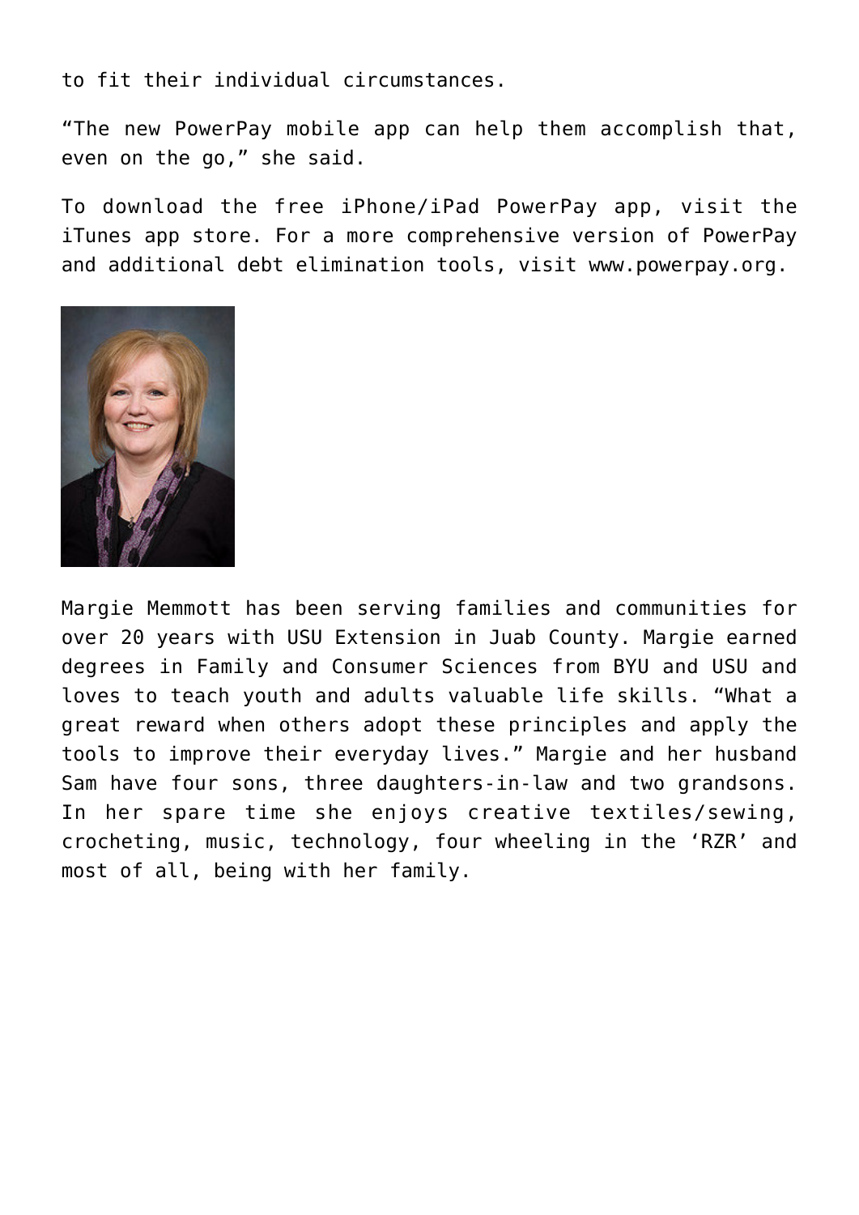to fit their individual circumstances.

"The new PowerPay mobile app can help them accomplish that, even on the go," she said.

To download the free iPhone/iPad PowerPay app, visit the iTunes app store. For a more comprehensive version of PowerPay and additional debt elimination tools, visit www.powerpay.org.

Margie Memmott has been serving families and communities for over 20 years with USU Extension in Juab County. Margie earned degrees in Family and Consumer Sciences from BYU and USU and loves to teach youth and adults valuable life skills. "What a great reward when others adopt these principles and apply the tools to improve their everyday lives." Margie and her husband Sam have four sons, three daughters-in-law and two grandsons. In her spare time she enjoys creative textiles/sewing, crocheting, music, technology, four wheeling in the 'RZR' and most of all, being with her family.